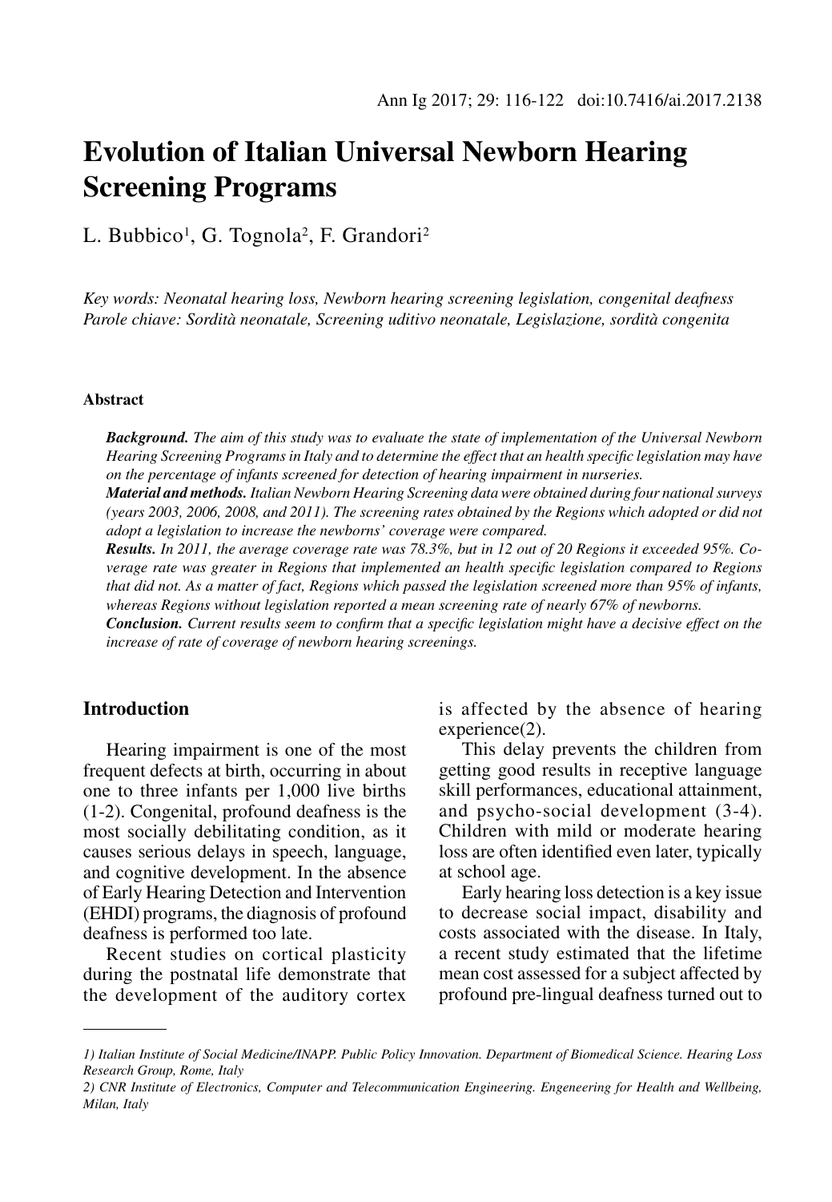# Evolution of Italian Universal Newborn Hearing Screening Programs

L. Bubbico[1], G. Tognola[2], F. Grandori[2]

*Key words: Neonatal hearing loss, Newborn hearing screening legislation, congenital deafness*
*Parole chiave: Sordità neonatale, Screening uditivo neonatale, Legislazione, sordità congenita*

#### Abstract

***Background.*** *The aim of this study was to evaluate the state of implementation of the Universal Newborn Hearing Screening Programs in Italy and to determine the effect that an health specific legislation may have on the percentage of infants screened for detection of hearing impairment in nurseries.*

***Material and methods.*** *Italian Newborn Hearing Screening data were obtained during four national surveys (years 2003, 2006, 2008, and 2011). The screening rates obtained by the Regions which adopted or did not adopt a legislation to increase the newborns' coverage were compared.*

***Results.*** *In 2011, the average coverage rate was 78.3%, but in 12 out of 20 Regions it exceeded 95%. Coverage rate was greater in Regions that implemented an health specific legislation compared to Regions that did not. As a matter of fact, Regions which passed the legislation screened more than 95% of infants, whereas Regions without legislation reported a mean screening rate of nearly 67% of newborns.*

***Conclusion.*** *Current results seem to confirm that a specific legislation might have a decisive effect on the increase of rate of coverage of newborn hearing screenings.*

## Introduction

Hearing impairment is one of the most frequent defects at birth, occurring in about one to three infants per 1,000 live births (1-2). Congenital, profound deafness is the most socially debilitating condition, as it causes serious delays in speech, language, and cognitive development. In the absence of Early Hearing Detection and Intervention (EHDI) programs, the diagnosis of profound deafness is performed too late.

Recent studies on cortical plasticity during the postnatal life demonstrate that the development of the auditory cortex is affected by the absence of hearing experience(2).

This delay prevents the children from getting good results in receptive language skill performances, educational attainment, and psycho-social development (3-4). Children with mild or moderate hearing loss are often identified even later, typically at school age.

Early hearing loss detection is a key issue to decrease social impact, disability and costs associated with the disease. In Italy, a recent study estimated that the lifetime mean cost assessed for a subject affected by profound pre-lingual deafness turned out to

---

*1) Italian Institute of Social Medicine/INAPP. Public Policy Innovation. Department of Biomedical Science. Hearing Loss Research Group, Rome, Italy*

*2) CNR Institute of Electronics, Computer and Telecommunication Engineering. Engeneering for Health and Wellbeing, Milan, Italy*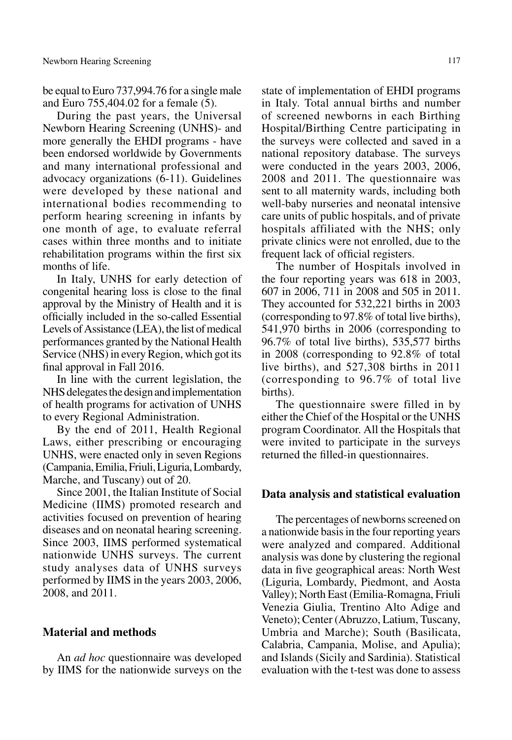be equal to Euro 737,994.76 for a single male and Euro 755,404.02 for a female (5).

During the past years, the Universal Newborn Hearing Screening (UNHS)- and more generally the EHDI programs - have been endorsed worldwide by Governments and many international professional and advocacy organizations (6-11). Guidelines were developed by these national and international bodies recommending to perform hearing screening in infants by one month of age, to evaluate referral cases within three months and to initiate rehabilitation programs within the first six months of life.

In Italy, UNHS for early detection of congenital hearing loss is close to the final approval by the Ministry of Health and it is officially included in the so-called Essential Levels of Assistance (LEA), the list of medical performances granted by the National Health Service (NHS) in every Region, which got its final approval in Fall 2016.

In line with the current legislation, the NHS delegates the design and implementation of health programs for activation of UNHS to every Regional Administration.

By the end of 2011, Health Regional Laws, either prescribing or encouraging UNHS, were enacted only in seven Regions (Campania, Emilia, Friuli, Liguria, Lombardy, Marche, and Tuscany) out of 20.

Since 2001, the Italian Institute of Social Medicine (IIMS) promoted research and activities focused on prevention of hearing diseases and on neonatal hearing screening. Since 2003, IIMS performed systematical nationwide UNHS surveys. The current study analyses data of UNHS surveys performed by IIMS in the years 2003, 2006, 2008, and 2011.

## Material and methods

An *ad hoc* questionnaire was developed by IIMS for the nationwide surveys on the state of implementation of EHDI programs in Italy. Total annual births and number of screened newborns in each Birthing Hospital/Birthing Centre participating in the surveys were collected and saved in a national repository database. The surveys were conducted in the years 2003, 2006, 2008 and 2011. The questionnaire was sent to all maternity wards, including both well-baby nurseries and neonatal intensive care units of public hospitals, and of private hospitals affiliated with the NHS; only private clinics were not enrolled, due to the frequent lack of official registers.

The number of Hospitals involved in the four reporting years was 618 in 2003, 607 in 2006, 711 in 2008 and 505 in 2011. They accounted for 532,221 births in 2003 (corresponding to 97.8% of total live births), 541,970 births in 2006 (corresponding to 96.7% of total live births), 535,577 births in 2008 (corresponding to 92.8% of total live births), and 527,308 births in 2011 (corresponding to 96.7% of total live births).

The questionnaire swere filled in by either the Chief of the Hospital or the UNHS program Coordinator. All the Hospitals that were invited to participate in the surveys returned the filled-in questionnaires.

## Data analysis and statistical evaluation

The percentages of newborns screened on a nationwide basis in the four reporting years were analyzed and compared. Additional analysis was done by clustering the regional data in five geographical areas: North West (Liguria, Lombardy, Piedmont, and Aosta Valley); North East (Emilia-Romagna, Friuli Venezia Giulia, Trentino Alto Adige and Veneto); Center (Abruzzo, Latium, Tuscany, Umbria and Marche); South (Basilicata, Calabria, Campania, Molise, and Apulia); and Islands (Sicily and Sardinia). Statistical evaluation with the t-test was done to assess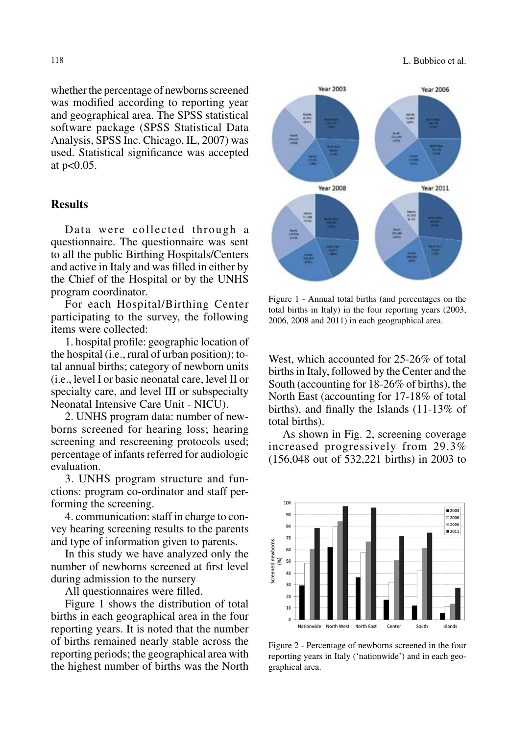whether the percentage of newborns screened was modified according to reporting year and geographical area. The SPSS statistical software package (SPSS Statistical Data Analysis, SPSS Inc. Chicago, IL, 2007) was used. Statistical significance was accepted at $p<0.05$.

## Results

Data were collected through a questionnaire. The questionnaire was sent to all the public Birthing Hospitals/Centers and active in Italy and was filled in either by the Chief of the Hospital or by the UNHS program coordinator.

For each Hospital/Birthing Center participating to the survey, the following items were collected:

1. hospital profile: geographic location of the hospital (i.e., rural of urban position); total annual births; category of newborn units (i.e., level I or basic neonatal care, level II or specialty care, and level III or subspecialty Neonatal Intensive Care Unit - NICU).

2. UNHS program data: number of newborns screened for hearing loss; hearing screening and rescreening protocols used; percentage of infants referred for audiologic evaluation.

3. UNHS program structure and functions: program co-ordinator and staff performing the screening.

4. communication: staff in charge to convey hearing screening results to the parents and type of information given to parents.

In this study we have analyzed only the number of newborns screened at first level during admission to the nursery

All questionnaires were filled.

Figure 1 shows the distribution of total births in each geographical area in the four reporting years. It is noted that the number of births remained nearly stable across the reporting periods; the geographical area with the highest number of births was the North West, which accounted for 25-26% of total births in Italy, followed by the Center and the South (accounting for 18-26% of births), the North East (accounting for 17-18% of total births), and finally the Islands (11-13% of total births).

As shown in Fig. 2, screening coverage increased progressively from 29.3% (156,048 out of 532,221 births) in 2003 to

Figure 1 - Annual total births (and percentages on the total births in Italy) in the four reporting years (2003, 2006, 2008 and 2011) in each geographical area.

Figure 2 - Percentage of newborns screened in the four reporting years in Italy ('nationwide') and in each geographical area.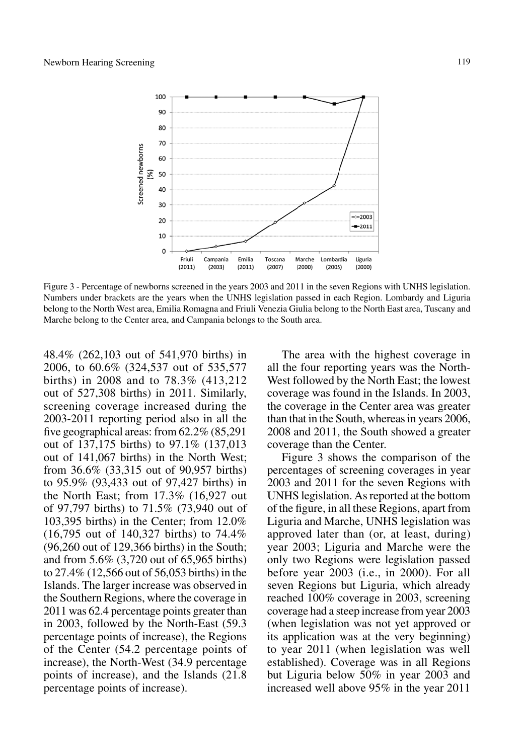Figure 3 - Percentage of newborns screened in the years 2003 and 2011 in the seven Regions with UNHS legislation. Numbers under brackets are the years when the UNHS legislation passed in each Region. Lombardy and Liguria belong to the North West area, Emilia Romagna and Friuli Venezia Giulia belong to the North East area, Tuscany and Marche belong to the Center area, and Campania belongs to the South area.

48.4% (262,103 out of 541,970 births) in 2006, to 60.6% (324,537 out of 535,577 births) in 2008 and to 78.3% (413,212 out of 527,308 births) in 2011. Similarly, screening coverage increased during the 2003-2011 reporting period also in all the five geographical areas: from 62.2% (85,291 out of 137,175 births) to 97.1% (137,013 out of 141,067 births) in the North West; from 36.6% (33,315 out of 90,957 births) to 95.9% (93,433 out of 97,427 births) in the North East; from 17.3% (16,927 out of 97,797 births) to 71.5% (73,940 out of 103,395 births) in the Center; from 12.0% (16,795 out of 140,327 births) to 74.4% (96,260 out of 129,366 births) in the South; and from 5.6% (3,720 out of 65,965 births) to 27.4% (12,566 out of 56,053 births) in the Islands. The larger increase was observed in the Southern Regions, where the coverage in 2011 was 62.4 percentage points greater than in 2003, followed by the North-East (59.3 percentage points of increase), the Regions of the Center (54.2 percentage points of increase), the North-West (34.9 percentage points of increase), and the Islands (21.8 percentage points of increase).

The area with the highest coverage in all the four reporting years was the North-West followed by the North East; the lowest coverage was found in the Islands. In 2003, the coverage in the Center area was greater than that in the South, whereas in years 2006, 2008 and 2011, the South showed a greater coverage than the Center.

Figure 3 shows the comparison of the percentages of screening coverages in year 2003 and 2011 for the seven Regions with UNHS legislation. As reported at the bottom of the figure, in all these Regions, apart from Liguria and Marche, UNHS legislation was approved later than (or, at least, during) year 2003; Liguria and Marche were the only two Regions were legislation passed before year 2003 (i.e., in 2000). For all seven Regions but Liguria, which already reached 100% coverage in 2003, screening coverage had a steep increase from year 2003 (when legislation was not yet approved or its application was at the very beginning) to year 2011 (when legislation was well established). Coverage was in all Regions but Liguria below 50% in year 2003 and increased well above 95% in the year 2011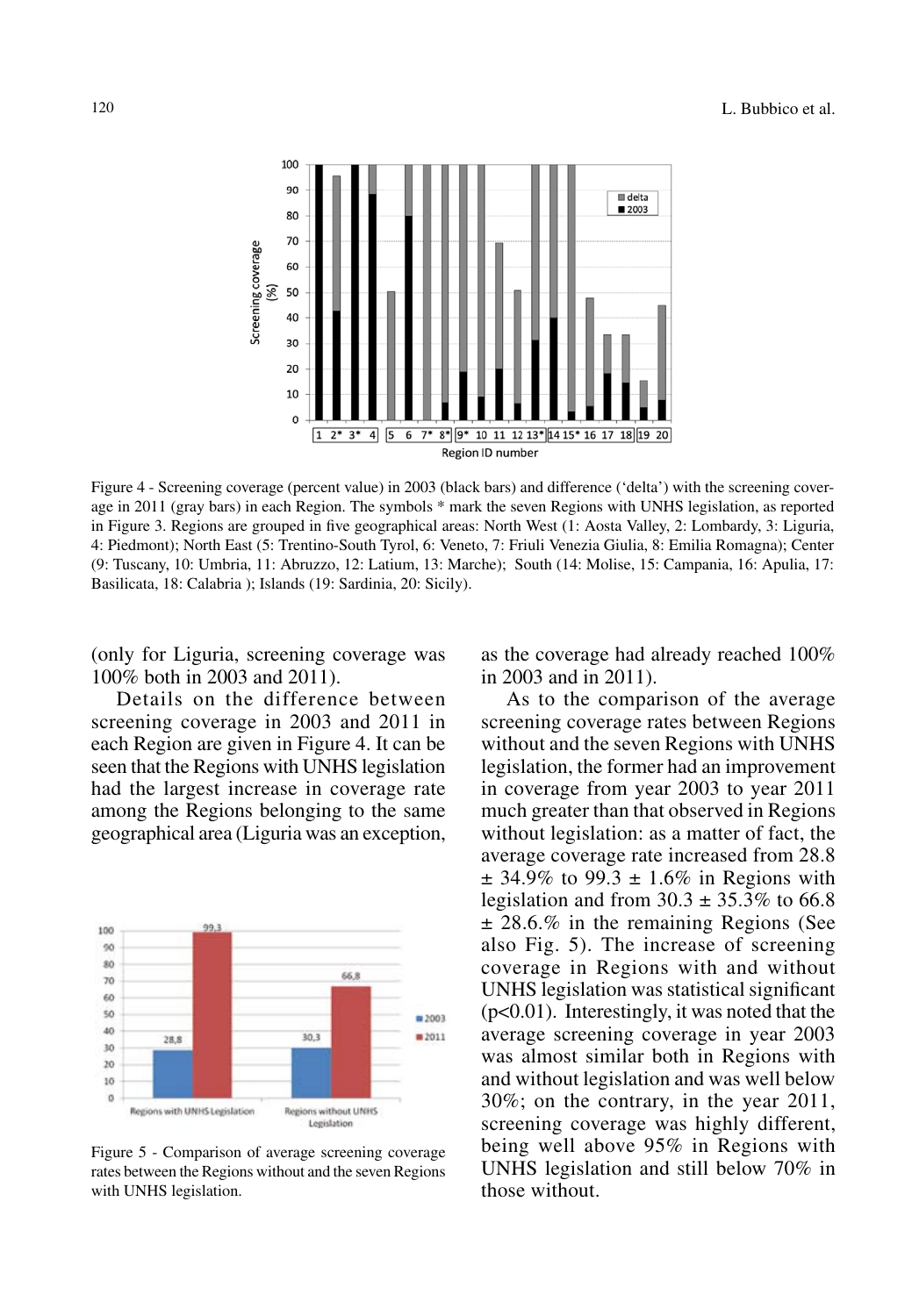Figure 4 - Screening coverage (percent value) in 2003 (black bars) and difference ('delta') with the screening coverage in 2011 (gray bars) in each Region. The symbols * mark the seven Regions with UNHS legislation, as reported in Figure 3. Regions are grouped in five geographical areas: North West (1: Aosta Valley, 2: Lombardy, 3: Liguria, 4: Piedmont); North East (5: Trentino-South Tyrol, 6: Veneto, 7: Friuli Venezia Giulia, 8: Emilia Romagna); Center (9: Tuscany, 10: Umbria, 11: Abruzzo, 12: Latium, 13: Marche); South (14: Molise, 15: Campania, 16: Apulia, 17: Basilicata, 18: Calabria ); Islands (19: Sardinia, 20: Sicily).

(only for Liguria, screening coverage was 100% both in 2003 and 2011).

Details on the difference between screening coverage in 2003 and 2011 in each Region are given in Figure 4. It can be seen that the Regions with UNHS legislation had the largest increase in coverage rate among the Regions belonging to the same geographical area (Liguria was an exception, as the coverage had already reached 100% in 2003 and in 2011).

As to the comparison of the average screening coverage rates between Regions without and the seven Regions with UNHS legislation, the former had an improvement in coverage from year 2003 to year 2011 much greater than that observed in Regions without legislation: as a matter of fact, the average coverage rate increased from 28.8 ± 34.9% to 99.3 ± 1.6% in Regions with legislation and from 30.3 ± 35.3% to 66.8 ± 28.6.% in the remaining Regions (See also Fig. 5). The increase of screening coverage in Regions with and without UNHS legislation was statistical significant ($p<0.01$). Interestingly, it was noted that the average screening coverage in year 2003 was almost similar both in Regions with and without legislation and was well below 30%; on the contrary, in the year 2011, screening coverage was highly different, being well above 95% in Regions with UNHS legislation and still below 70% in those without.

Figure 5 - Comparison of average screening coverage rates between the Regions without and the seven Regions with UNHS legislation.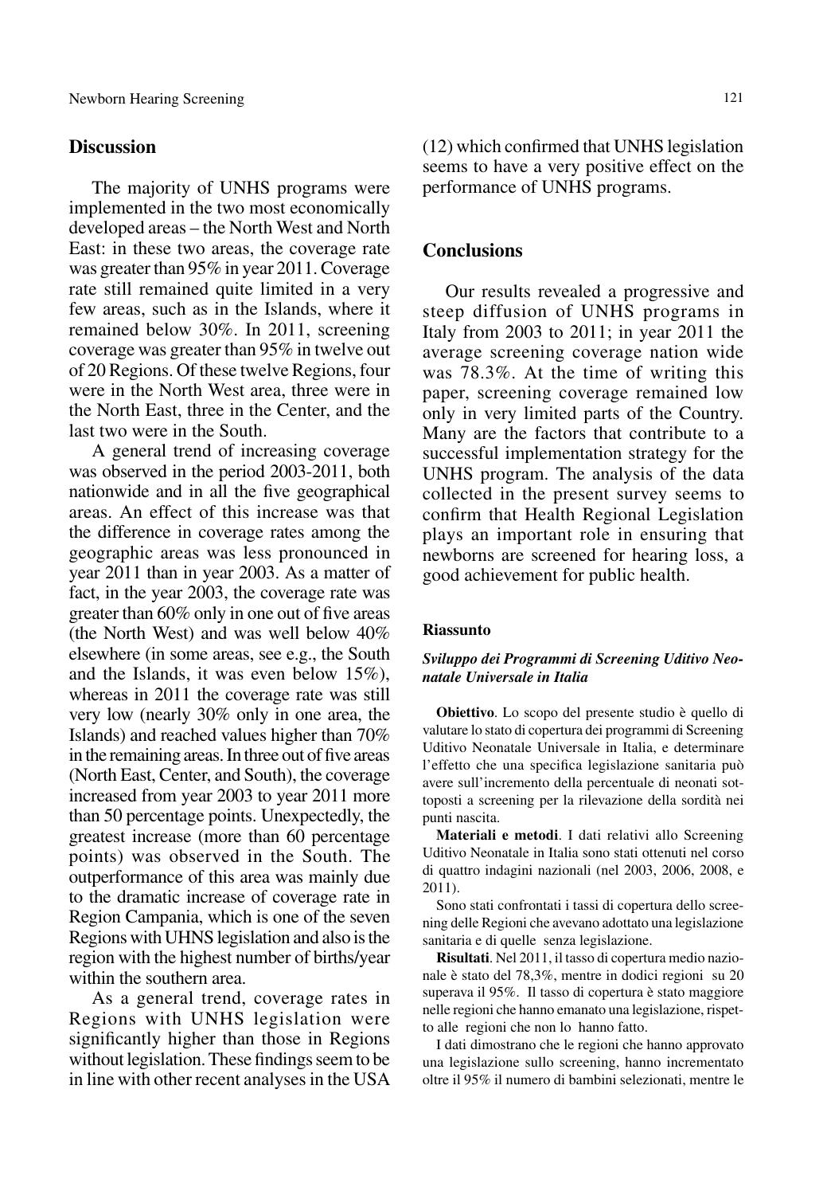## Discussion

The majority of UNHS programs were implemented in the two most economically developed areas – the North West and North East: in these two areas, the coverage rate was greater than 95% in year 2011. Coverage rate still remained quite limited in a very few areas, such as in the Islands, where it remained below 30%. In 2011, screening coverage was greater than 95% in twelve out of 20 Regions. Of these twelve Regions, four were in the North West area, three were in the North East, three in the Center, and the last two were in the South.

A general trend of increasing coverage was observed in the period 2003-2011, both nationwide and in all the five geographical areas. An effect of this increase was that the difference in coverage rates among the geographic areas was less pronounced in year 2011 than in year 2003. As a matter of fact, in the year 2003, the coverage rate was greater than 60% only in one out of five areas (the North West) and was well below 40% elsewhere (in some areas, see e.g., the South and the Islands, it was even below 15%), whereas in 2011 the coverage rate was still very low (nearly 30% only in one area, the Islands) and reached values higher than 70% in the remaining areas. In three out of five areas (North East, Center, and South), the coverage increased from year 2003 to year 2011 more than 50 percentage points. Unexpectedly, the greatest increase (more than 60 percentage points) was observed in the South. The outperformance of this area was mainly due to the dramatic increase of coverage rate in Region Campania, which is one of the seven Regions with UHNS legislation and also is the region with the highest number of births/year within the southern area.

As a general trend, coverage rates in Regions with UNHS legislation were significantly higher than those in Regions without legislation. These findings seem to be in line with other recent analyses in the USA (12) which confirmed that UNHS legislation seems to have a very positive effect on the performance of UNHS programs.

## Conclusions

Our results revealed a progressive and steep diffusion of UNHS programs in Italy from 2003 to 2011; in year 2011 the average screening coverage nation wide was 78.3%. At the time of writing this paper, screening coverage remained low only in very limited parts of the Country. Many are the factors that contribute to a successful implementation strategy for the UNHS program. The analysis of the data collected in the present survey seems to confirm that Health Regional Legislation plays an important role in ensuring that newborns are screened for hearing loss, a good achievement for public health.

#### Riassunto

***Sviluppo dei Programmi di Screening Uditivo Neonatale Universale in Italia***

**Obiettivo**. Lo scopo del presente studio è quello di valutare lo stato di copertura dei programmi di Screening Uditivo Neonatale Universale in Italia, e determinare l'effetto che una specifica legislazione sanitaria può avere sull'incremento della percentuale di neonati sottoposti a screening per la rilevazione della sordità nei punti nascita.

**Materiali e metodi**. I dati relativi allo Screening Uditivo Neonatale in Italia sono stati ottenuti nel corso di quattro indagini nazionali (nel 2003, 2006, 2008, e 2011).

Sono stati confrontati i tassi di copertura dello screening delle Regioni che avevano adottato una legislazione sanitaria e di quelle senza legislazione.

**Risultati**. Nel 2011, il tasso di copertura medio nazionale è stato del 78,3%, mentre in dodici regioni su 20 superava il 95%. Il tasso di copertura è stato maggiore nelle regioni che hanno emanato una legislazione, rispetto alle regioni che non lo hanno fatto.

I dati dimostrano che le regioni che hanno approvato una legislazione sullo screening, hanno incrementato oltre il 95% il numero di bambini selezionati, mentre le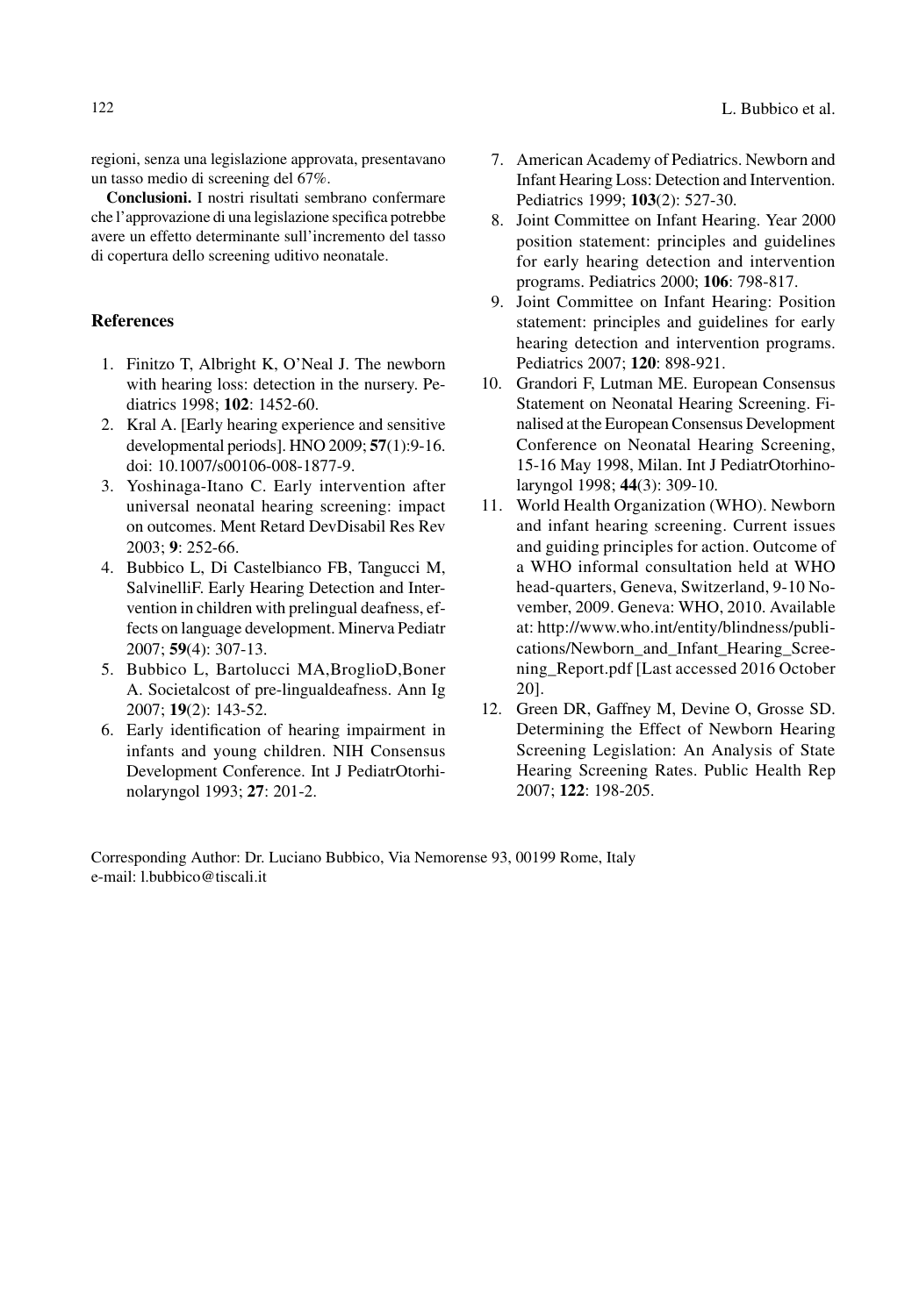regioni, senza una legislazione approvata, presentavano un tasso medio di screening del 67%.

**Conclusioni.** I nostri risultati sembrano confermare che l'approvazione di una legislazione specifica potrebbe avere un effetto determinante sull'incremento del tasso di copertura dello screening uditivo neonatale.

## References

1. Finitzo T, Albright K, O'Neal J. The newborn with hearing loss: detection in the nursery. Pediatrics 1998; **102**: 1452-60.
2. Kral A. [Early hearing experience and sensitive developmental periods]. HNO 2009; **57**(1):9-16. doi: 10.1007/s00106-008-1877-9.
3. Yoshinaga-Itano C. Early intervention after universal neonatal hearing screening: impact on outcomes. Ment Retard DevDisabil Res Rev 2003; **9**: 252-66.
4. Bubbico L, Di Castelbianco FB, Tangucci M, SalvinelliF. Early Hearing Detection and Intervention in children with prelingual deafness, effects on language development. Minerva Pediatr 2007; **59**(4): 307-13.
5. Bubbico L, Bartolucci MA,BroglioD,Boner A. Societalcost of pre-lingualdeafness. Ann Ig 2007; **19**(2): 143-52.
6. Early identification of hearing impairment in infants and young children. NIH Consensus Development Conference. Int J PediatrOtorhinolaryngol 1993; **27**: 201-2.
7. American Academy of Pediatrics. Newborn and Infant Hearing Loss: Detection and Intervention. Pediatrics 1999; **103**(2): 527-30.
8. Joint Committee on Infant Hearing. Year 2000 position statement: principles and guidelines for early hearing detection and intervention programs. Pediatrics 2000; **106**: 798-817.
9. Joint Committee on Infant Hearing: Position statement: principles and guidelines for early hearing detection and intervention programs. Pediatrics 2007; **120**: 898-921.
10. Grandori F, Lutman ME. European Consensus Statement on Neonatal Hearing Screening. Finalised at the European Consensus Development Conference on Neonatal Hearing Screening, 15-16 May 1998, Milan. Int J PediatrOtorhinolaryngol 1998; **44**(3): 309-10.
11. World Health Organization (WHO). Newborn and infant hearing screening. Current issues and guiding principles for action. Outcome of a WHO informal consultation held at WHO head-quarters, Geneva, Switzerland, 9-10 November, 2009. Geneva: WHO, 2010. Available at: http://www.who.int/entity/blindness/publications/Newborn_and_Infant_Hearing_Screening_Report.pdf [Last accessed 2016 October 20].
12. Green DR, Gaffney M, Devine O, Grosse SD. Determining the Effect of Newborn Hearing Screening Legislation: An Analysis of State Hearing Screening Rates. Public Health Rep 2007; **122**: 198-205.

Corresponding Author: Dr. Luciano Bubbico, Via Nemorense 93, 00199 Rome, Italy
e-mail: l.bubbico@tiscali.it